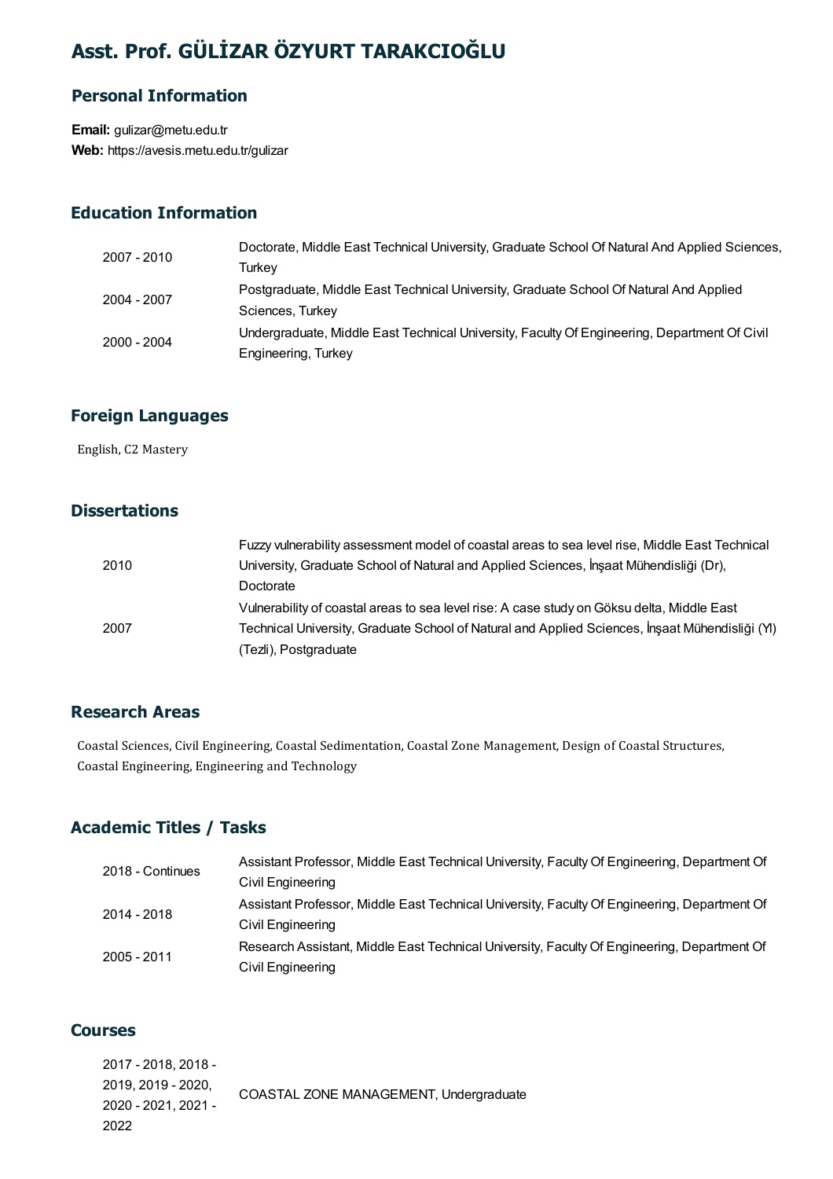# Asst. Prof. GÜLİZAR ÖZYURT TARAKCIOĞLU

## Personal Information

**Email:** gulizar@metu.edu.tr
**Web:** https://avesis.metu.edu.tr/gulizar

## Education Information

| | |
|---|---|
| 2007 - 2010 | Doctorate, Middle East Technical University, Graduate School Of Natural And Applied Sciences, Turkey |
| 2004 - 2007 | Postgraduate, Middle East Technical University, Graduate School Of Natural And Applied Sciences, Turkey |
| 2000 - 2004 | Undergraduate, Middle East Technical University, Faculty Of Engineering, Department Of Civil Engineering, Turkey |

## Foreign Languages

English, C2 Mastery

## Dissertations

| | |
|---|---|
| 2010 | Fuzzy vulnerability assessment model of coastal areas to sea level rise, Middle East Technical University, Graduate School of Natural and Applied Sciences, İnşaat Mühendisliği (Dr), Doctorate |
| 2007 | Vulnerability of coastal areas to sea level rise: A case study on Göksu delta, Middle East Technical University, Graduate School of Natural and Applied Sciences, İnşaat Mühendisliği (Yl) (Tezli), Postgraduate |

## Research Areas

Coastal Sciences, Civil Engineering, Coastal Sedimentation, Coastal Zone Management, Design of Coastal Structures, Coastal Engineering, Engineering and Technology

## Academic Titles / Tasks

| | |
|---|---|
| 2018 - Continues | Assistant Professor, Middle East Technical University, Faculty Of Engineering, Department Of Civil Engineering |
| 2014 - 2018 | Assistant Professor, Middle East Technical University, Faculty Of Engineering, Department Of Civil Engineering |
| 2005 - 2011 | Research Assistant, Middle East Technical University, Faculty Of Engineering, Department Of Civil Engineering |

## Courses

| | |
|---|---|
| 2017 - 2018, 2018 - 2019, 2019 - 2020, 2020 - 2021, 2021 - 2022 | COASTAL ZONE MANAGEMENT, Undergraduate |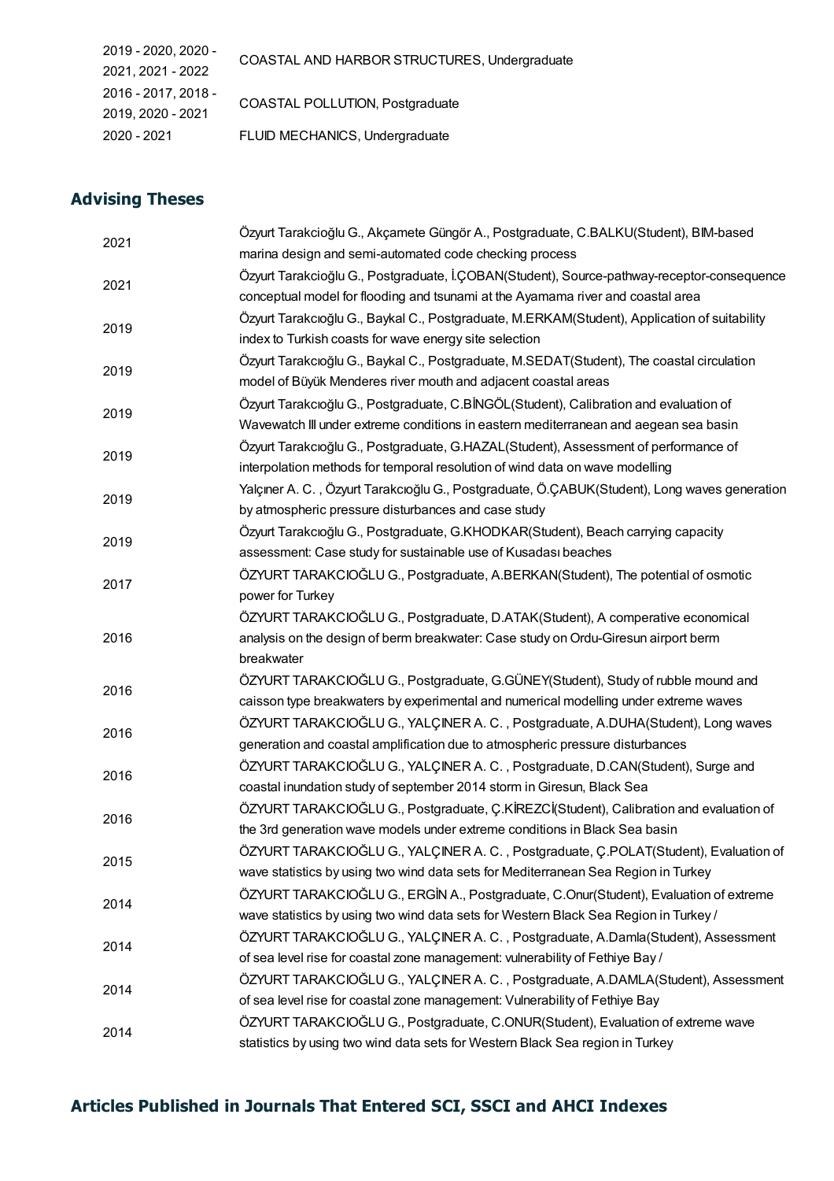| | |
|---|---|
| 2019 - 2020, 2020 - 2021, 2021 - 2022 | COASTAL AND HARBOR STRUCTURES, Undergraduate |
| 2016 - 2017, 2018 - 2019, 2020 - 2021 | COASTAL POLLUTION, Postgraduate |
| 2020 - 2021 | FLUID MECHANICS, Undergraduate |

## Advising Theses

| | |
|---|---|
| 2021 | Özyurt Tarakcioğlu G., Akçamete Güngör A., Postgraduate, C.BALKU(Student), BIM-based marina design and semi-automated code checking process |
| 2021 | Özyurt Tarakcioğlu G., Postgraduate, İ.ÇOBAN(Student), Source-pathway-receptor-consequence conceptual model for flooding and tsunami at the Ayamama river and coastal area |
| 2019 | Özyurt Tarakcıoğlu G., Baykal C., Postgraduate, M.ERKAM(Student), Application of suitability index to Turkish coasts for wave energy site selection |
| 2019 | Özyurt Tarakcıoğlu G., Baykal C., Postgraduate, M.SEDAT(Student), The coastal circulation model of Büyük Menderes river mouth and adjacent coastal areas |
| 2019 | Özyurt Tarakcıoğlu G., Postgraduate, C.BİNGÖL(Student), Calibration and evaluation of Wavewatch III under extreme conditions in eastern mediterranean and aegean sea basin |
| 2019 | Özyurt Tarakcıoğlu G., Postgraduate, G.HAZAL(Student), Assessment of performance of interpolation methods for temporal resolution of wind data on wave modelling |
| 2019 | Yalçıner A. C. , Özyurt Tarakcıoğlu G., Postgraduate, Ö.ÇABUK(Student), Long waves generation by atmospheric pressure disturbances and case study |
| 2019 | Özyurt Tarakcıoğlu G., Postgraduate, G.KHODKAR(Student), Beach carrying capacity assessment: Case study for sustainable use of Kusadası beaches |
| 2017 | ÖZYURT TARAKCIOĞLU G., Postgraduate, A.BERKAN(Student), The potential of osmotic power for Turkey |
| 2016 | ÖZYURT TARAKCIOĞLU G., Postgraduate, D.ATAK(Student), A comperative economical analysis on the design of berm breakwater: Case study on Ordu-Giresun airport berm breakwater |
| 2016 | ÖZYURT TARAKCIOĞLU G., Postgraduate, G.GÜNEY(Student), Study of rubble mound and caisson type breakwaters by experimental and numerical modelling under extreme waves |
| 2016 | ÖZYURT TARAKCIOĞLU G., YALÇINER A. C. , Postgraduate, A.DUHA(Student), Long waves generation and coastal amplification due to atmospheric pressure disturbances |
| 2016 | ÖZYURT TARAKCIOĞLU G., YALÇINER A. C. , Postgraduate, D.CAN(Student), Surge and coastal inundation study of september 2014 storm in Giresun, Black Sea |
| 2016 | ÖZYURT TARAKCIOĞLU G., Postgraduate, Ç.KİREZCİ(Student), Calibration and evaluation of the 3rd generation wave models under extreme conditions in Black Sea basin |
| 2015 | ÖZYURT TARAKCIOĞLU G., YALÇINER A. C. , Postgraduate, Ç.POLAT(Student), Evaluation of wave statistics by using two wind data sets for Mediterranean Sea Region in Turkey |
| 2014 | ÖZYURT TARAKCIOĞLU G., ERGİN A., Postgraduate, C.Onur(Student), Evaluation of extreme wave statistics by using two wind data sets for Western Black Sea Region in Turkey / |
| 2014 | ÖZYURT TARAKCIOĞLU G., YALÇINER A. C. , Postgraduate, A.Damla(Student), Assessment of sea level rise for coastal zone management: vulnerability of Fethiye Bay / |
| 2014 | ÖZYURT TARAKCIOĞLU G., YALÇINER A. C. , Postgraduate, A.DAMLA(Student), Assessment of sea level rise for coastal zone management: Vulnerability of Fethiye Bay |
| 2014 | ÖZYURT TARAKCIOĞLU G., Postgraduate, C.ONUR(Student), Evaluation of extreme wave statistics by using two wind data sets for Western Black Sea region in Turkey |

## Articles Published in Journals That Entered SCI, SSCI and AHCI Indexes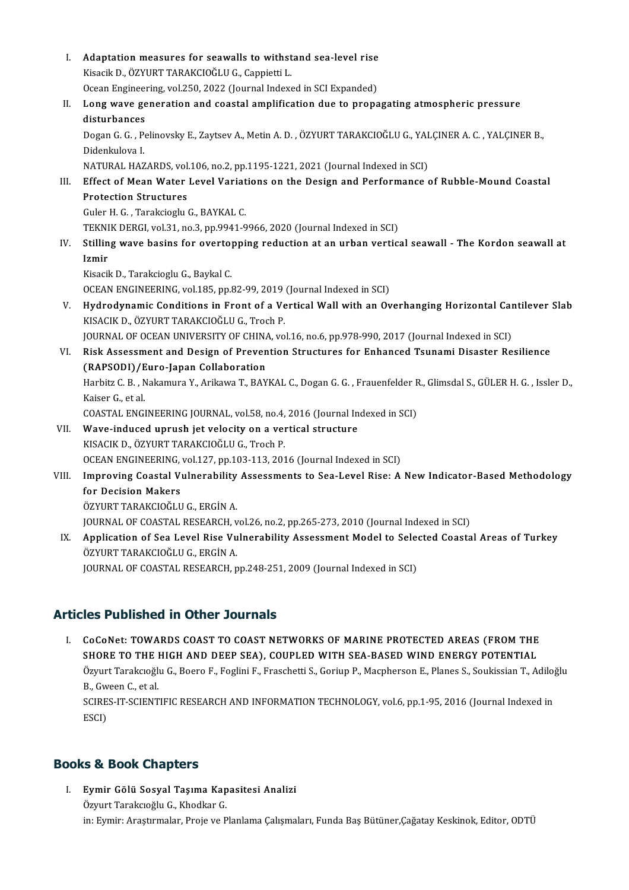I. **Adaptation measures for seawalls to withstand sea-level rise**
   Kisacik D., ÖZYURT TARAKCIOĞLU G., Cappietti L.
   Ocean Engineering, vol.250, 2022 (Journal Indexed in SCI Expanded)

II. **Long wave generation and coastal amplification due to propagating atmospheric pressure disturbances**
   Dogan G. G. , Pelinovsky E., Zaytsev A., Metin A. D. , ÖZYURT TARAKCIOĞLU G., YALÇINER A. C. , YALÇINER B., Didenkulova I.
   NATURAL HAZARDS, vol.106, no.2, pp.1195-1221, 2021 (Journal Indexed in SCI)

III. **Effect of Mean Water Level Variations on the Design and Performance of Rubble-Mound Coastal Protection Structures**
   Guler H. G. , Tarakcioglu G., BAYKAL C.
   TEKNIK DERGI, vol.31, no.3, pp.9941-9966, 2020 (Journal Indexed in SCI)

IV. **Stilling wave basins for overtopping reduction at an urban vertical seawall - The Kordon seawall at Izmir**
   Kisacik D., Tarakcioglu G., Baykal C.
   OCEAN ENGINEERING, vol.185, pp.82-99, 2019 (Journal Indexed in SCI)

V. **Hydrodynamic Conditions in Front of a Vertical Wall with an Overhanging Horizontal Cantilever Slab**
   KISACIK D., ÖZYURT TARAKCIOĞLU G., Troch P.
   JOURNAL OF OCEAN UNIVERSITY OF CHINA, vol.16, no.6, pp.978-990, 2017 (Journal Indexed in SCI)

VI. **Risk Assessment and Design of Prevention Structures for Enhanced Tsunami Disaster Resilience (RAPSODI)/Euro-Japan Collaboration**
   Harbitz C. B. , Nakamura Y., Arikawa T., BAYKAL C., Dogan G. G. , Frauenfelder R., Glimsdal S., GÜLER H. G. , Issler D., Kaiser G., et al.
   COASTAL ENGINEERING JOURNAL, vol.58, no.4, 2016 (Journal Indexed in SCI)

VII. **Wave-induced uprush jet velocity on a vertical structure**
   KISACIK D., ÖZYURT TARAKCIOĞLU G., Troch P.
   OCEAN ENGINEERING, vol.127, pp.103-113, 2016 (Journal Indexed in SCI)

VIII. **Improving Coastal Vulnerability Assessments to Sea-Level Rise: A New Indicator-Based Methodology for Decision Makers**
   ÖZYURT TARAKCIOĞLU G., ERGİN A.
   JOURNAL OF COASTAL RESEARCH, vol.26, no.2, pp.265-273, 2010 (Journal Indexed in SCI)

IX. **Application of Sea Level Rise Vulnerability Assessment Model to Selected Coastal Areas of Turkey**
   ÖZYURT TARAKCIOĞLU G., ERGİN A.
   JOURNAL OF COASTAL RESEARCH, pp.248-251, 2009 (Journal Indexed in SCI)

## Articles Published in Other Journals

I. **CoCoNet: TOWARDS COAST TO COAST NETWORKS OF MARINE PROTECTED AREAS (FROM THE SHORE TO THE HIGH AND DEEP SEA), COUPLED WITH SEA-BASED WIND ENERGY POTENTIAL**
   Özyurt Tarakcıoğlu G., Boero F., Foglini F., Fraschetti S., Goriup P., Macpherson E., Planes S., Soukissian T., Adiloğlu B., Gween C., et al.
   SCIRES-IT-SCIENTIFIC RESEARCH AND INFORMATION TECHNOLOGY, vol.6, pp.1-95, 2016 (Journal Indexed in ESCI)

## Books & Book Chapters

I. **Eymir Gölü Sosyal Taşıma Kapasitesi Analizi**
   Özyurt Tarakcıoğlu G., Khodkar G.
   in: Eymir: Araştırmalar, Proje ve Planlama Çalışmaları, Funda Baş Bütüner,Çağatay Keskinok, Editor, ODTÜ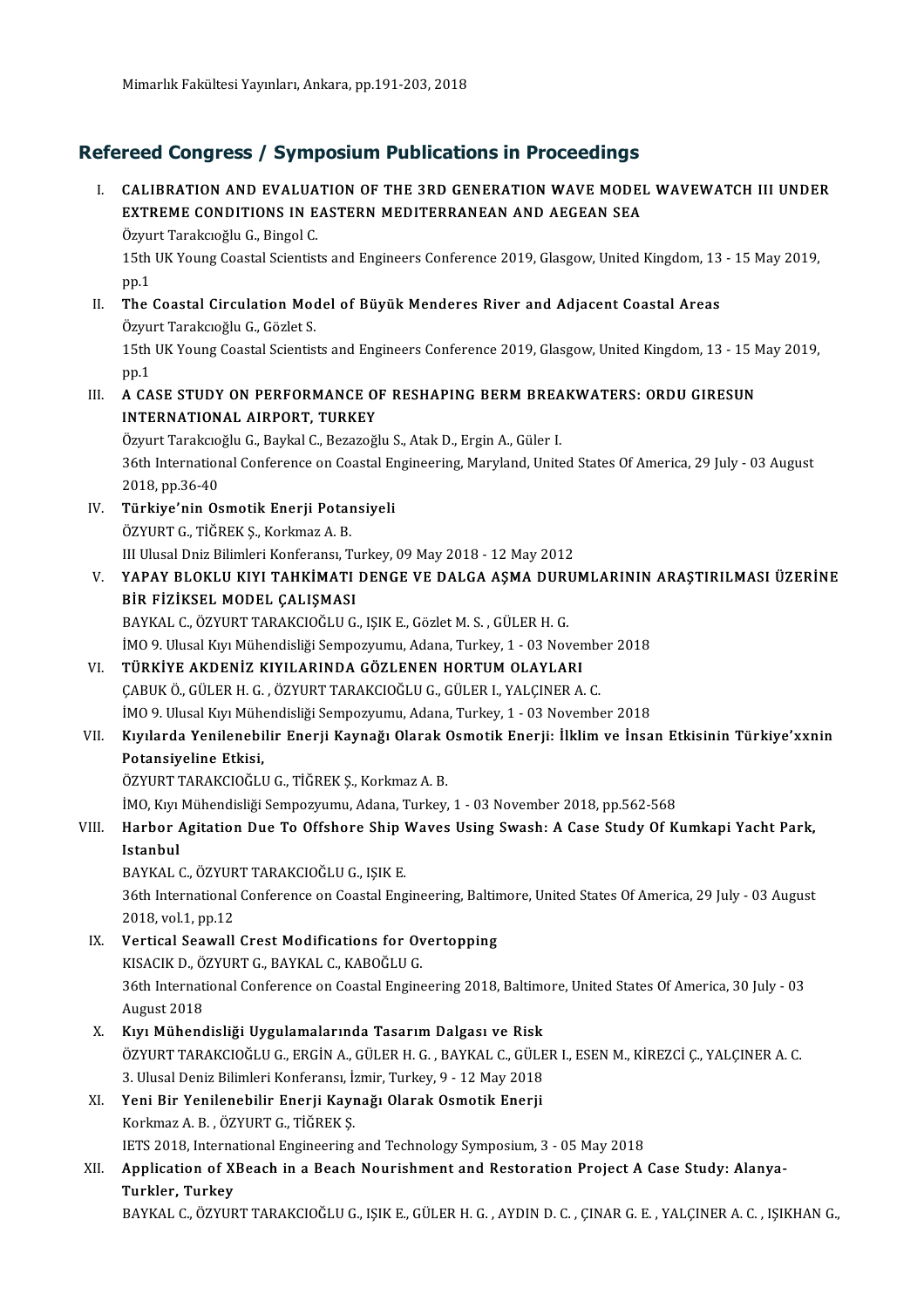Mimarlık Fakültesi Yayınları, Ankara, pp.191-203, 2018

## Refereed Congress / Symposium Publications in Proceedings

I. **CALIBRATION AND EVALUATION OF THE 3RD GENERATION WAVE MODEL WAVEWATCH III UNDER EXTREME CONDITIONS IN EASTERN MEDITERRANEAN AND AEGEAN SEA**
Özyurt Tarakcıoğlu G., Bingol C.
15th UK Young Coastal Scientists and Engineers Conference 2019, Glasgow, United Kingdom, 13 - 15 May 2019, pp.1

II. **The Coastal Circulation Model of Büyük Menderes River and Adjacent Coastal Areas**
Özyurt Tarakcıoğlu G., Gözlet S.
15th UK Young Coastal Scientists and Engineers Conference 2019, Glasgow, United Kingdom, 13 - 15 May 2019, pp.1

III. **A CASE STUDY ON PERFORMANCE OF RESHAPING BERM BREAKWATERS: ORDU GIRESUN INTERNATIONAL AIRPORT, TURKEY**
Özyurt Tarakcıoğlu G., Baykal C., Bezazoğlu S., Atak D., Ergin A., Güler I.
36th International Conference on Coastal Engineering, Maryland, United States Of America, 29 July - 03 August 2018, pp.36-40

IV. **Türkiye'nin Osmotik Enerji Potansiyeli**
ÖZYURT G., TİĞREK Ş., Korkmaz A. B.
III Ulusal Dniz Bilimleri Konferansı, Turkey, 09 May 2018 - 12 May 2012

V. **YAPAY BLOKLU KIYI TAHKİMATI DENGE VE DALGA AŞMA DURUMLARININ ARAŞTIRILMASI ÜZERİNE BİR FİZİKSEL MODEL ÇALIŞMASI**
BAYKAL C., ÖZYURT TARAKCIOĞLU G., IŞIK E., Gözlet M. S. , GÜLER H. G.
İMO 9. Ulusal Kıyı Mühendisliği Sempozyumu, Adana, Turkey, 1 - 03 November 2018

VI. **TÜRKİYE AKDENİZ KIYILARINDA GÖZLENEN HORTUM OLAYLARI**
ÇABUK Ö., GÜLER H. G. , ÖZYURT TARAKCIOĞLU G., GÜLER I., YALÇINER A. C.
İMO 9. Ulusal Kıyı Mühendisliği Sempozyumu, Adana, Turkey, 1 - 03 November 2018

VII. **Kıyılarda Yenilenebilir Enerji Kaynağı Olarak Osmotik Enerji: İlklim ve İnsan Etkisinin Türkiye'xxnin Potansiyeline Etkisi,**
ÖZYURT TARAKCIOĞLU G., TİĞREK Ş., Korkmaz A. B.
İMO, Kıyı Mühendisliği Sempozyumu, Adana, Turkey, 1 - 03 November 2018, pp.562-568

VIII. **Harbor Agitation Due To Offshore Ship Waves Using Swash: A Case Study Of Kumkapi Yacht Park, Istanbul**
BAYKAL C., ÖZYURT TARAKCIOĞLU G., IŞIK E.
36th International Conference on Coastal Engineering, Baltimore, United States Of America, 29 July - 03 August 2018, vol.1, pp.12

IX. **Vertical Seawall Crest Modifications for Overtopping**
KISACIK D., ÖZYURT G., BAYKAL C., KABOĞLU G.
36th International Conference on Coastal Engineering 2018, Baltimore, United States Of America, 30 July - 03 August 2018

X. **Kıyı Mühendisliği Uygulamalarında Tasarım Dalgası ve Risk**
ÖZYURT TARAKCIOĞLU G., ERGİN A., GÜLER H. G. , BAYKAL C., GÜLER I., ESEN M., KİREZCİ Ç., YALÇINER A. C.
3. Ulusal Deniz Bilimleri Konferansı, İzmir, Turkey, 9 - 12 May 2018

XI. **Yeni Bir Yenilenebilir Enerji Kaynağı Olarak Osmotik Enerji**
Korkmaz A. B. , ÖZYURT G., TİĞREK Ş.
IETS 2018, International Engineering and Technology Symposium, 3 - 05 May 2018

XII. **Application of XBeach in a Beach Nourishment and Restoration Project A Case Study: Alanya-Turkler, Turkey**
BAYKAL C., ÖZYURT TARAKCIOĞLU G., IŞIK E., GÜLER H. G. , AYDIN D. C. , ÇINAR G. E. , YALÇINER A. C. , IŞIKHAN G.,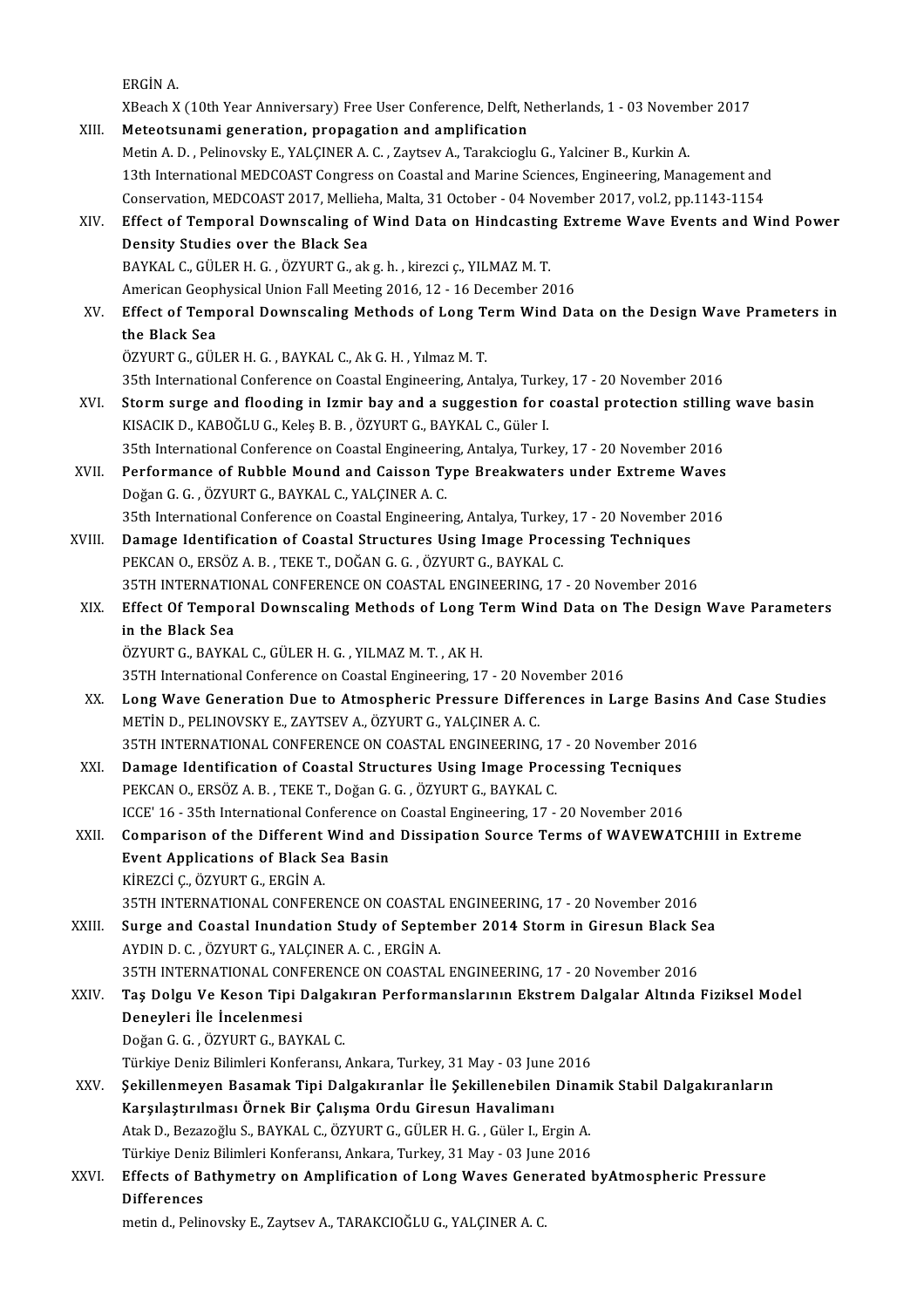ERGİN A.
XBeach X (10th Year Anniversary) Free User Conference, Delft, Netherlands, 1 - 03 November 2017

XIII. **Meteotsunami generation, propagation and amplification**
Metin A. D. , Pelinovsky E., YALÇINER A. C. , Zaytsev A., Tarakcioglu G., Yalciner B., Kurkin A.
13th International MEDCOAST Congress on Coastal and Marine Sciences, Engineering, Management and Conservation, MEDCOAST 2017, Mellieha, Malta, 31 October - 04 November 2017, vol.2, pp.1143-1154

XIV. **Effect of Temporal Downscaling of Wind Data on Hindcasting Extreme Wave Events and Wind Power Density Studies over the Black Sea**
BAYKAL C., GÜLER H. G. , ÖZYURT G., ak g. h. , kirezci ç., YILMAZ M. T.
American Geophysical Union Fall Meeting 2016, 12 - 16 December 2016

XV. **Effect of Temporal Downscaling Methods of Long Term Wind Data on the Design Wave Prameters in the Black Sea**
ÖZYURT G., GÜLER H. G. , BAYKAL C., Ak G. H. , Yılmaz M. T.
35th International Conference on Coastal Engineering, Antalya, Turkey, 17 - 20 November 2016

XVI. **Storm surge and flooding in Izmir bay and a suggestion for coastal protection stilling wave basin**
KISACIK D., KABOĞLU G., Keleş B. B. , ÖZYURT G., BAYKAL C., Güler I.
35th International Conference on Coastal Engineering, Antalya, Turkey, 17 - 20 November 2016

XVII. **Performance of Rubble Mound and Caisson Type Breakwaters under Extreme Waves**
Doğan G. G. , ÖZYURT G., BAYKAL C., YALÇINER A. C.
35th International Conference on Coastal Engineering, Antalya, Turkey, 17 - 20 November 2016

XVIII. **Damage Identification of Coastal Structures Using Image Processing Techniques**
PEKCAN O., ERSÖZ A. B. , TEKE T., DOĞAN G. G. , ÖZYURT G., BAYKAL C.
35TH INTERNATIONAL CONFERENCE ON COASTAL ENGINEERING, 17 - 20 November 2016

XIX. **Effect Of Temporal Downscaling Methods of Long Term Wind Data on The Design Wave Parameters in the Black Sea**
ÖZYURT G., BAYKAL C., GÜLER H. G. , YILMAZ M. T. , AK H.
35TH International Conference on Coastal Engineering, 17 - 20 November 2016

XX. **Long Wave Generation Due to Atmospheric Pressure Differences in Large Basins And Case Studies**
METİN D., PELINOVSKY E., ZAYTSEV A., ÖZYURT G., YALÇINER A. C.
35TH INTERNATIONAL CONFERENCE ON COASTAL ENGINEERING, 17 - 20 November 2016

XXI. **Damage Identification of Coastal Structures Using Image Processing Tecniques**
PEKCAN O., ERSÖZ A. B. , TEKE T., Doğan G. G. , ÖZYURT G., BAYKAL C.
ICCE' 16 - 35th International Conference on Coastal Engineering, 17 - 20 November 2016

XXII. **Comparison of the Different Wind and Dissipation Source Terms of WAVEWATCHIII in Extreme Event Applications of Black Sea Basin**
KİREZCİ Ç., ÖZYURT G., ERGİN A.
35TH INTERNATIONAL CONFERENCE ON COASTAL ENGINEERING, 17 - 20 November 2016

XXIII. **Surge and Coastal Inundation Study of September 2014 Storm in Giresun Black Sea**
AYDIN D. C. , ÖZYURT G., YALÇINER A. C. , ERGİN A.
35TH INTERNATIONAL CONFERENCE ON COASTAL ENGINEERING, 17 - 20 November 2016

XXIV. **Taş Dolgu Ve Keson Tipi Dalgakıran Performanslarının Ekstrem Dalgalar Altında Fiziksel Model Deneyleri İle İncelenmesi**
Doğan G. G. , ÖZYURT G., BAYKAL C.
Türkiye Deniz Bilimleri Konferansı, Ankara, Turkey, 31 May - 03 June 2016

XXV. **Şekillenmeyen Basamak Tipi Dalgakıranlar İle Şekillenebilen Dinamik Stabil Dalgakıranların Karşılaştırılması Örnek Bir Çalışma Ordu Giresun Havalimanı**
Atak D., Bezazoğlu S., BAYKAL C., ÖZYURT G., GÜLER H. G. , Güler I., Ergin A.
Türkiye Deniz Bilimleri Konferansı, Ankara, Turkey, 31 May - 03 June 2016

XXVI. **Effects of Bathymetry on Amplification of Long Waves Generated byAtmospheric Pressure Differences**
metin d., Pelinovsky E., Zaytsev A., TARAKCIOĞLU G., YALÇINER A. C.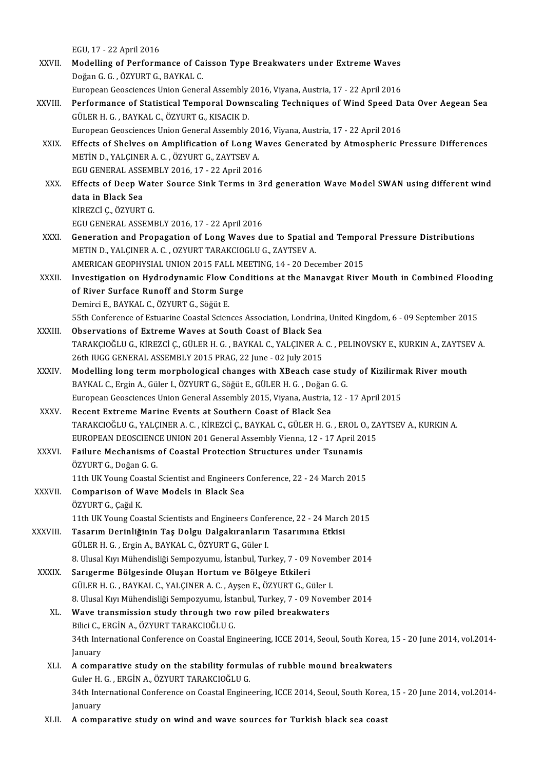EGU, 17 - 22 April 2016

XXVII. **Modelling of Performance of Caisson Type Breakwaters under Extreme Waves**
Doğan G. G. , ÖZYURT G., BAYKAL C.
European Geosciences Union General Assembly 2016, Viyana, Austria, 17 - 22 April 2016

XXVIII. **Performance of Statistical Temporal Downscaling Techniques of Wind Speed Data Over Aegean Sea**
GÜLER H. G. , BAYKAL C., ÖZYURT G., KISACIK D.
European Geosciences Union General Assembly 2016, Viyana, Austria, 17 - 22 April 2016

XXIX. **Effects of Shelves on Amplification of Long Waves Generated by Atmospheric Pressure Differences**
METİN D., YALÇINER A. C. , ÖZYURT G., ZAYTSEV A.
EGU GENERAL ASSEMBLY 2016, 17 - 22 April 2016

XXX. **Effects of Deep Water Source Sink Terms in 3rd generation Wave Model SWAN using different wind data in Black Sea**
KİREZCİ Ç., ÖZYURT G.
EGU GENERAL ASSEMBLY 2016, 17 - 22 April 2016

XXXI. **Generation and Propagation of Long Waves due to Spatial and Temporal Pressure Distributions**
METIN D., YALÇINER A. C. , OZYURT TARAKCIOGLU G., ZAYTSEV A.
AMERICAN GEOPHYSIAL UNION 2015 FALL MEETING, 14 - 20 December 2015

XXXII. **Investigation on Hydrodynamic Flow Conditions at the Manavgat River Mouth in Combined Flooding of River Surface Runoff and Storm Surge**
Demirci E., BAYKAL C., ÖZYURT G., Söğüt E.
55th Conference of Estuarine Coastal Sciences Association, Londrina, United Kingdom, 6 - 09 September 2015

XXXIII. **Observations of Extreme Waves at South Coast of Black Sea**
TARAKÇIOĞLU G., KİREZCİ Ç., GÜLER H. G. , BAYKAL C., YALÇINER A. C. , PELINOVSKY E., KURKIN A., ZAYTSEV A.
26th IUGG GENERAL ASSEMBLY 2015 PRAG, 22 June - 02 July 2015

XXXIV. **Modelling long term morphological changes with XBeach case study of Kizilirmak River mouth**
BAYKAL C., Ergin A., Güler I., ÖZYURT G., Söğüt E., GÜLER H. G. , Doğan G. G.
European Geosciences Union General Assembly 2015, Viyana, Austria, 12 - 17 April 2015

XXXV. **Recent Extreme Marine Events at Southern Coast of Black Sea**
TARAKCIOĞLU G., YALÇINER A. C. , KİREZCİ Ç., BAYKAL C., GÜLER H. G. , EROL O., ZAYTSEV A., KURKIN A.
EUROPEAN DEOSCIENCE UNION 201 General Assembly Vienna, 12 - 17 April 2015

XXXVI. **Failure Mechanisms of Coastal Protection Structures under Tsunamis**
ÖZYURT G., Doğan G. G.
11th UK Young Coastal Scientist and Engineers Conference, 22 - 24 March 2015

XXXVII. **Comparison of Wave Models in Black Sea**
ÖZYURT G., Çağıl K.
11th UK Young Coastal Scientists and Engineers Conference, 22 - 24 March 2015

XXXVIII. **Tasarım Derinliğinin Taş Dolgu Dalgakıranların Tasarımına Etkisi**
GÜLER H. G. , Ergin A., BAYKAL C., ÖZYURT G., Güler I.
8. Ulusal Kıyı Mühendisliği Sempozyumu, İstanbul, Turkey, 7 - 09 November 2014

XXXIX. **Sarıgerme Bölgesinde Oluşan Hortum ve Bölgeye Etkileri**
GÜLER H. G. , BAYKAL C., YALÇINER A. C. , Ayşen E., ÖZYURT G., Güler I.
8. Ulusal Kıyı Mühendisliği Sempozyumu, İstanbul, Turkey, 7 - 09 November 2014

XL. **Wave transmission study through two row piled breakwaters**
Bilici C., ERGİN A., ÖZYURT TARAKCIOĞLU G.
34th International Conference on Coastal Engineering, ICCE 2014, Seoul, South Korea, 15 - 20 June 2014, vol.2014-January

XLI. **A comparative study on the stability formulas of rubble mound breakwaters**
Guler H. G. , ERGİN A., ÖZYURT TARAKCIOĞLU G.
34th International Conference on Coastal Engineering, ICCE 2014, Seoul, South Korea, 15 - 20 June 2014, vol.2014-January

XLII. **A comparative study on wind and wave sources for Turkish black sea coast**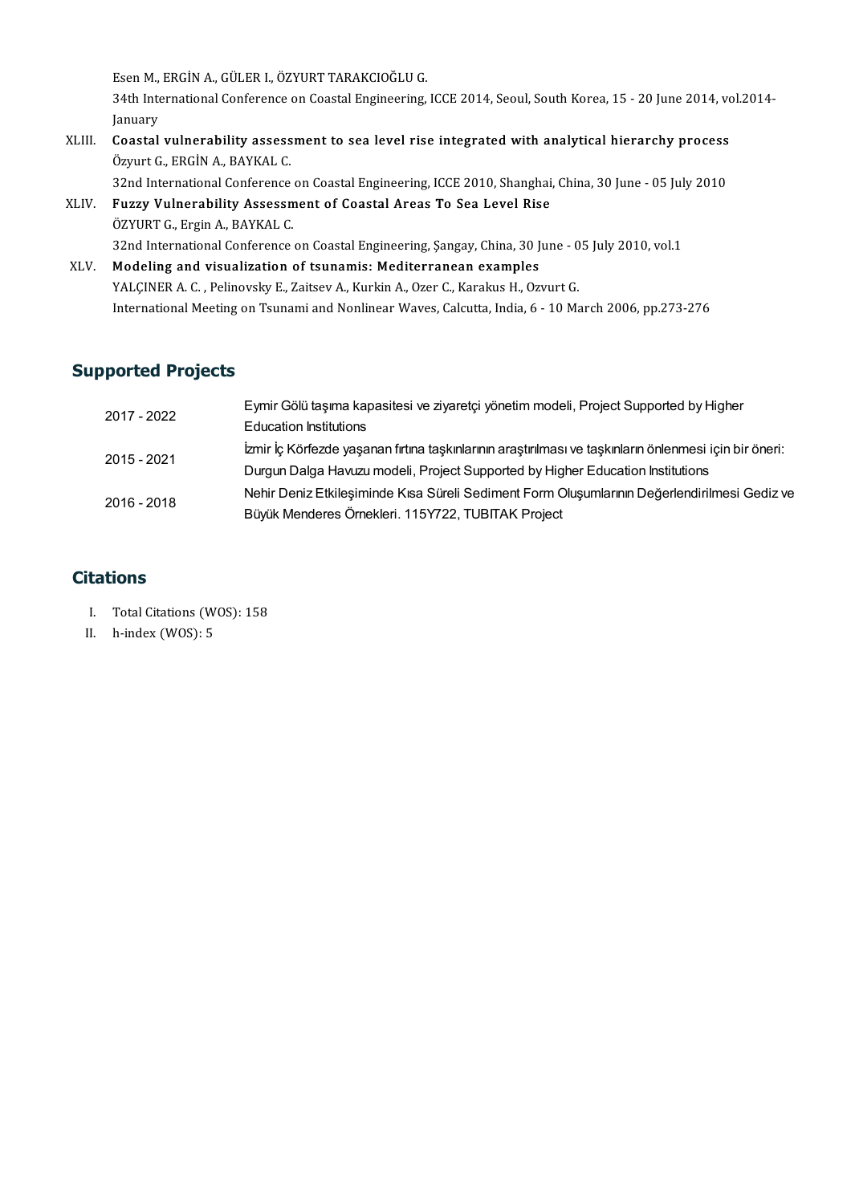Esen M., ERGİN A., GÜLER I., ÖZYURT TARAKCIOĞLU G.
34th International Conference on Coastal Engineering, ICCE 2014, Seoul, South Korea, 15 - 20 June 2014, vol.2014-January

XLIII. **Coastal vulnerability assessment to sea level rise integrated with analytical hierarchy process**
Özyurt G., ERGİN A., BAYKAL C.
32nd International Conference on Coastal Engineering, ICCE 2010, Shanghai, China, 30 June - 05 July 2010

XLIV. **Fuzzy Vulnerability Assessment of Coastal Areas To Sea Level Rise**
ÖZYURT G., Ergin A., BAYKAL C.
32nd International Conference on Coastal Engineering, Şangay, China, 30 June - 05 July 2010, vol.1

XLV. **Modeling and visualization of tsunamis: Mediterranean examples**
YALÇINER A. C. , Pelinovsky E., Zaitsev A., Kurkin A., Ozer C., Karakus H., Ozvurt G.
International Meeting on Tsunami and Nonlinear Waves, Calcutta, India, 6 - 10 March 2006, pp.273-276

## Supported Projects

| | |
|---|---|
| 2017 - 2022 | Eymir Gölü taşıma kapasitesi ve ziyaretçi yönetim modeli, Project Supported by Higher Education Institutions |
| 2015 - 2021 | İzmir İç Körfezde yaşanan fırtına taşkınlarının araştırılması ve taşkınların önlenmesi için bir öneri: Durgun Dalga Havuzu modeli, Project Supported by Higher Education Institutions |
| 2016 - 2018 | Nehir Deniz Etkileşiminde Kısa Süreli Sediment Form Oluşumlarının Değerlendirilmesi Gediz ve Büyük Menderes Örnekleri. 115Y722, TUBITAK Project |

## Citations

I. Total Citations (WOS): 158
II. h-index (WOS): 5